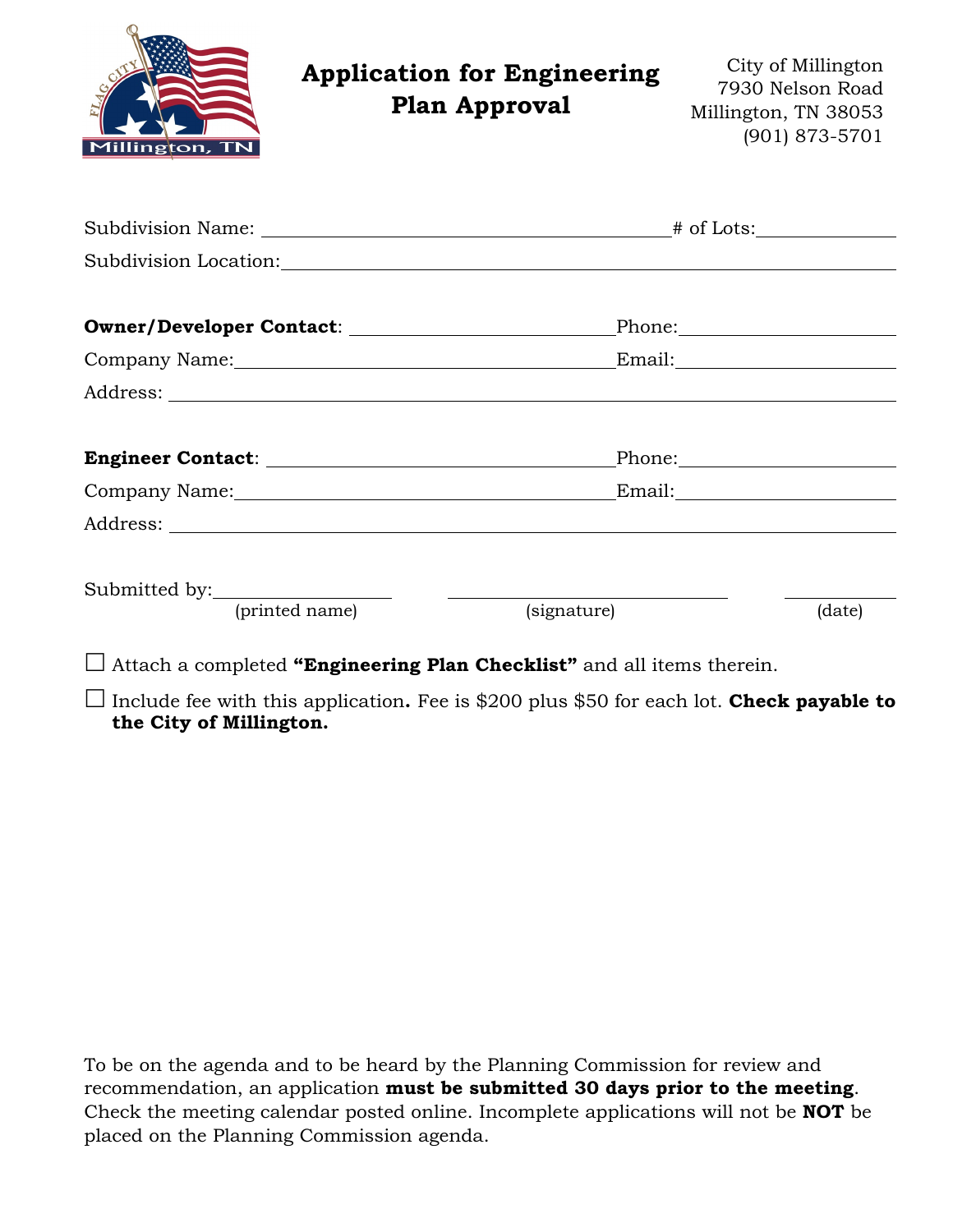# Application for Engineering Plan Approval

City of Millington
7930 Nelson Road
Millington, TN 38053
(901) 873-5701

Subdivision Name: ______________________________ # of Lots: __________

Subdivision Location: ______________________________

**Owner/Developer Contact**: ______________________ Phone: ______________

Company Name: ______________________ Email: ______________

Address: ______________________________

**Engineer Contact**: ______________________ Phone: ______________

Company Name: ______________________ Email: ______________

Address: ______________________________

Submitted by: ______________ ______________ ______________
(printed name) (signature) (date)

☐ Attach a completed **"Engineering Plan Checklist"** and all items therein.

☐ Include fee with this application**.** Fee is $200 plus $50 for each lot. **Check payable to the City of Millington.**

To be on the agenda and to be heard by the Planning Commission for review and recommendation, an application **must be submitted 30 days prior to the meeting**. Check the meeting calendar posted online. Incomplete applications will not be **NOT** be placed on the Planning Commission agenda.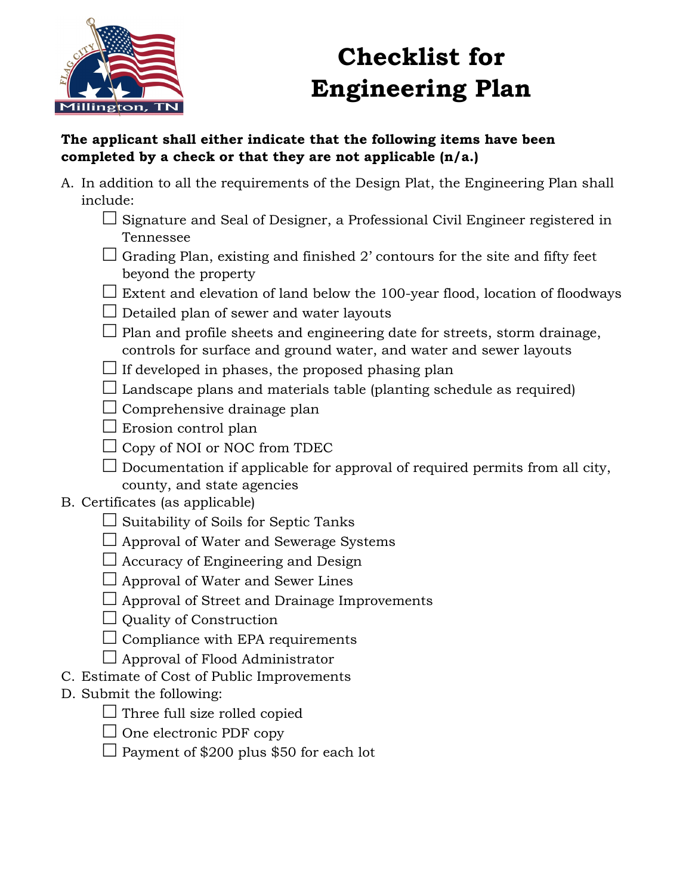# Checklist for Engineering Plan

**The applicant shall either indicate that the following items have been completed by a check or that they are not applicable (n/a.)**

A. In addition to all the requirements of the Design Plat, the Engineering Plan shall include:
   - ☐ Signature and Seal of Designer, a Professional Civil Engineer registered in Tennessee
   - ☐ Grading Plan, existing and finished 2' contours for the site and fifty feet beyond the property
   - ☐ Extent and elevation of land below the 100-year flood, location of floodways
   - ☐ Detailed plan of sewer and water layouts
   - ☐ Plan and profile sheets and engineering date for streets, storm drainage, controls for surface and ground water, and water and sewer layouts
   - ☐ If developed in phases, the proposed phasing plan
   - ☐ Landscape plans and materials table (planting schedule as required)
   - ☐ Comprehensive drainage plan
   - ☐ Erosion control plan
   - ☐ Copy of NOI or NOC from TDEC
   - ☐ Documentation if applicable for approval of required permits from all city, county, and state agencies

B. Certificates (as applicable)
   - ☐ Suitability of Soils for Septic Tanks
   - ☐ Approval of Water and Sewerage Systems
   - ☐ Accuracy of Engineering and Design
   - ☐ Approval of Water and Sewer Lines
   - ☐ Approval of Street and Drainage Improvements
   - ☐ Quality of Construction
   - ☐ Compliance with EPA requirements
   - ☐ Approval of Flood Administrator

C. Estimate of Cost of Public Improvements

D. Submit the following:
   - ☐ Three full size rolled copied
   - ☐ One electronic PDF copy
   - ☐ Payment of $200 plus $50 for each lot